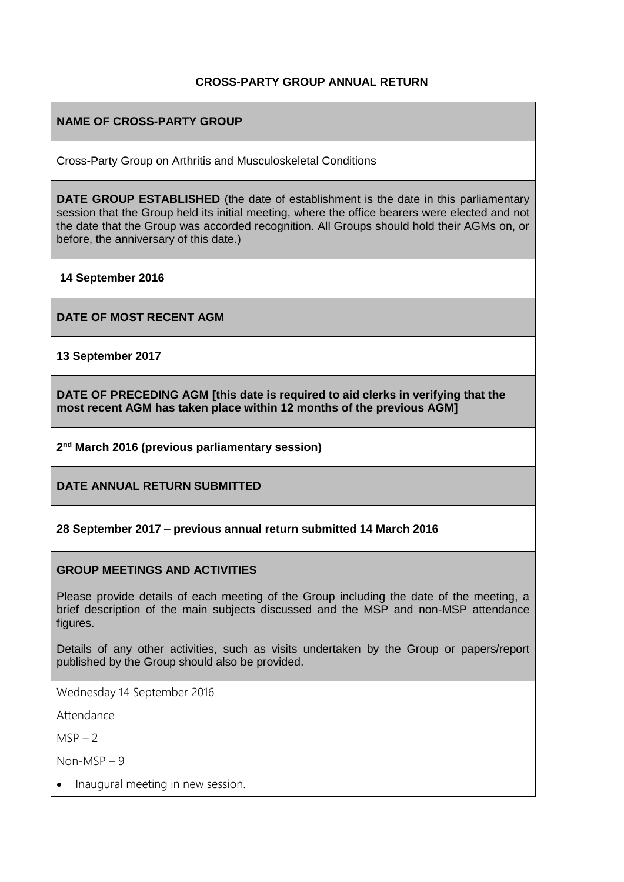**CROSS-PARTY GROUP ANNUAL RETURN**

**NAME OF CROSS-PARTY GROUP**

Cross-Party Group on Arthritis and Musculoskeletal Conditions

**DATE GROUP ESTABLISHED** (the date of establishment is the date in this parliamentary session that the Group held its initial meeting, where the office bearers were elected and not the date that the Group was accorded recognition. All Groups should hold their AGMs on, or before, the anniversary of this date.)

**14 September 2016**

**DATE OF MOST RECENT AGM**

**13 September 2017**

**DATE OF PRECEDING AGM [this date is required to aid clerks in verifying that the most recent AGM has taken place within 12 months of the previous AGM]**

**2nd March 2016 (previous parliamentary session)**

**DATE ANNUAL RETURN SUBMITTED**

**28 September 2017 – previous annual return submitted 14 March 2016**

**GROUP MEETINGS AND ACTIVITIES**

Please provide details of each meeting of the Group including the date of the meeting, a brief description of the main subjects discussed and the MSP and non-MSP attendance figures.

Details of any other activities, such as visits undertaken by the Group or papers/report published by the Group should also be provided.

Wednesday 14 September 2016

Attendance

MSP – 2

Non-MSP – 9

- Inaugural meeting in new session.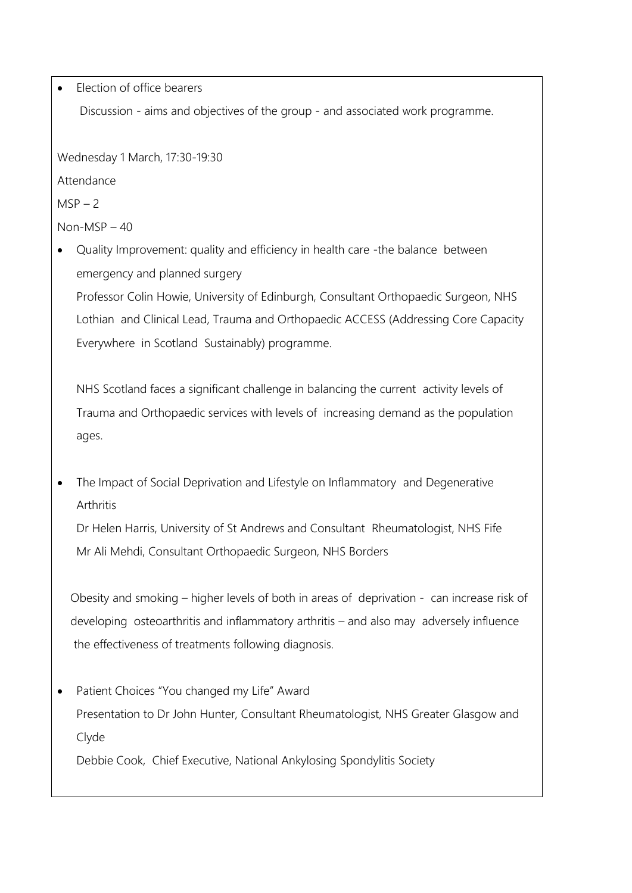- Election of office bearers

  Discussion - aims and objectives of the group - and associated work programme.

Wednesday 1 March, 17:30-19:30

Attendance

MSP – 2

Non-MSP – 40

- Quality Improvement: quality and efficiency in health care -the balance between emergency and planned surgery

  Professor Colin Howie, University of Edinburgh, Consultant Orthopaedic Surgeon, NHS Lothian and Clinical Lead, Trauma and Orthopaedic ACCESS (Addressing Core Capacity Everywhere in Scotland Sustainably) programme.

  NHS Scotland faces a significant challenge in balancing the current activity levels of Trauma and Orthopaedic services with levels of increasing demand as the population ages.

- The Impact of Social Deprivation and Lifestyle on Inflammatory and Degenerative Arthritis

  Dr Helen Harris, University of St Andrews and Consultant Rheumatologist, NHS Fife

  Mr Ali Mehdi, Consultant Orthopaedic Surgeon, NHS Borders

  Obesity and smoking – higher levels of both in areas of deprivation - can increase risk of developing osteoarthritis and inflammatory arthritis – and also may adversely influence the effectiveness of treatments following diagnosis.

- Patient Choices "You changed my Life" Award

  Presentation to Dr John Hunter, Consultant Rheumatologist, NHS Greater Glasgow and Clyde

  Debbie Cook, Chief Executive, National Ankylosing Spondylitis Society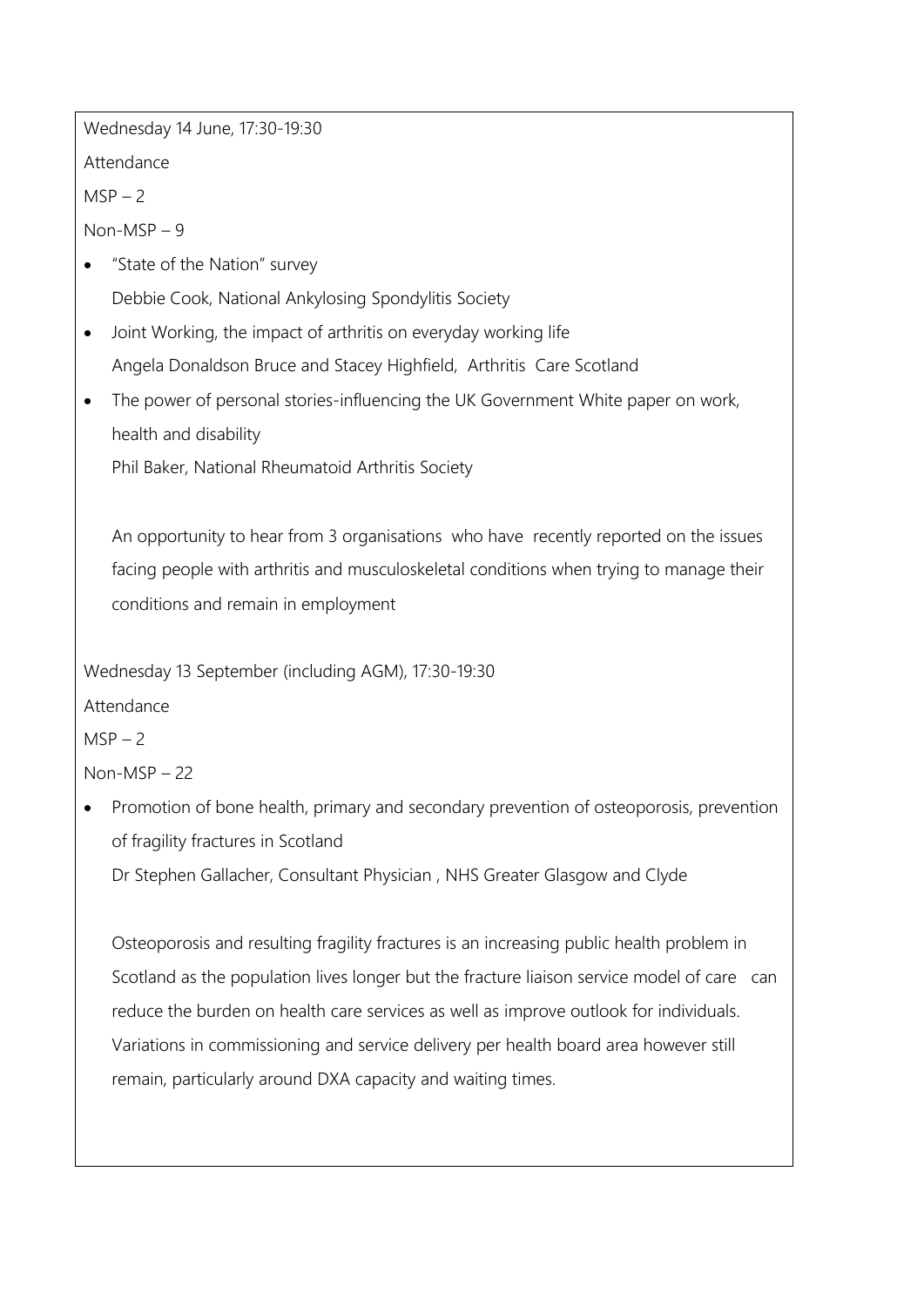Wednesday 14 June, 17:30-19:30

Attendance

MSP – 2

Non-MSP – 9

- "State of the Nation" survey
  Debbie Cook, National Ankylosing Spondylitis Society
- Joint Working, the impact of arthritis on everyday working life
  Angela Donaldson Bruce and Stacey Highfield, Arthritis Care Scotland
- The power of personal stories-influencing the UK Government White paper on work, health and disability
  Phil Baker, National Rheumatoid Arthritis Society

  An opportunity to hear from 3 organisations who have recently reported on the issues facing people with arthritis and musculoskeletal conditions when trying to manage their conditions and remain in employment

Wednesday 13 September (including AGM), 17:30-19:30

Attendance

MSP – 2

Non-MSP – 22

- Promotion of bone health, primary and secondary prevention of osteoporosis, prevention of fragility fractures in Scotland
  Dr Stephen Gallacher, Consultant Physician , NHS Greater Glasgow and Clyde

  Osteoporosis and resulting fragility fractures is an increasing public health problem in Scotland as the population lives longer but the fracture liaison service model of care can reduce the burden on health care services as well as improve outlook for individuals. Variations in commissioning and service delivery per health board area however still remain, particularly around DXA capacity and waiting times.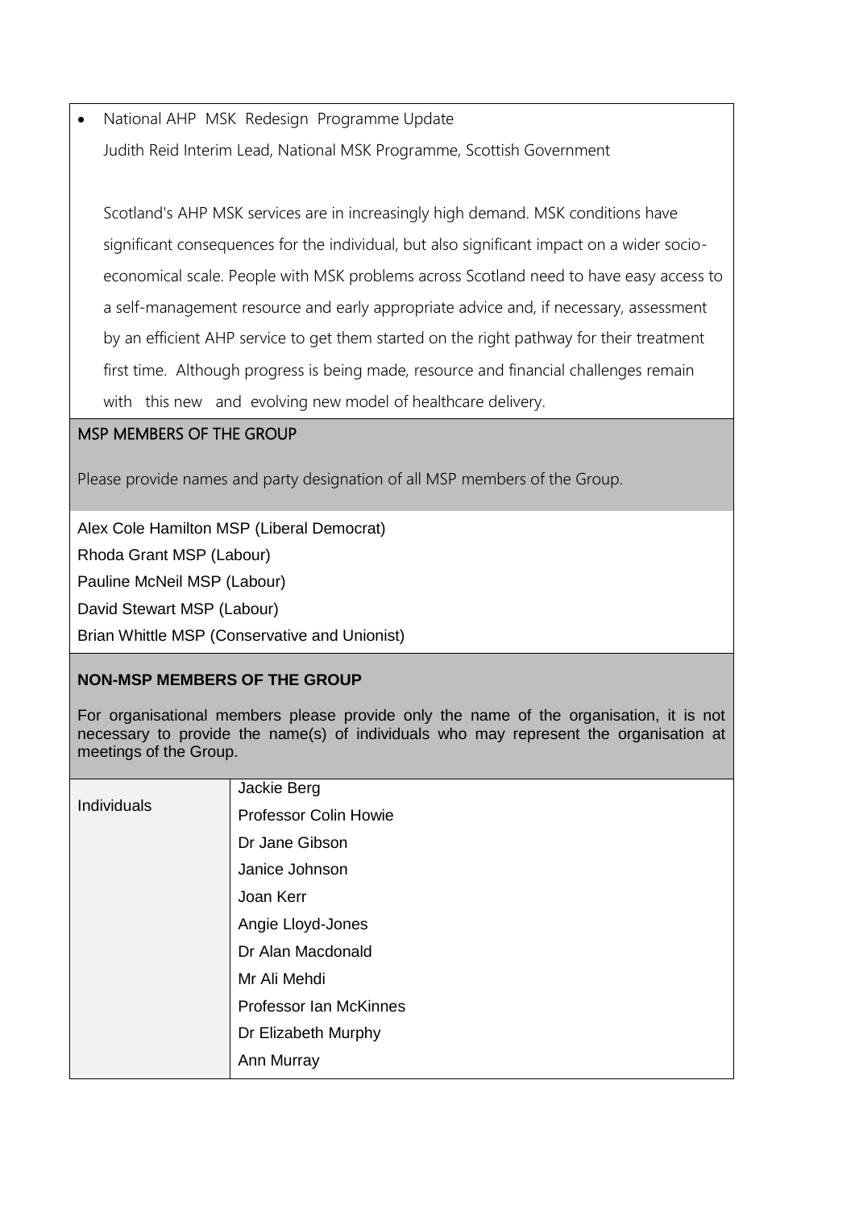- National AHP MSK Redesign Programme Update

  Judith Reid Interim Lead, National MSK Programme, Scottish Government

  Scotland's AHP MSK services are in increasingly high demand. MSK conditions have significant consequences for the individual, but also significant impact on a wider socio-economical scale. People with MSK problems across Scotland need to have easy access to a self-management resource and early appropriate advice and, if necessary, assessment by an efficient AHP service to get them started on the right pathway for their treatment first time. Although progress is being made, resource and financial challenges remain with this new and evolving new model of healthcare delivery.

## MSP MEMBERS OF THE GROUP

Please provide names and party designation of all MSP members of the Group.

Alex Cole Hamilton MSP (Liberal Democrat)
Rhoda Grant MSP (Labour)
Pauline McNeil MSP (Labour)
David Stewart MSP (Labour)
Brian Whittle MSP (Conservative and Unionist)

## NON-MSP MEMBERS OF THE GROUP

For organisational members please provide only the name of the organisation, it is not necessary to provide the name(s) of individuals who may represent the organisation at meetings of the Group.

| Individuals | Jackie Berg |
|---|---|
| | Professor Colin Howie |
| | Dr Jane Gibson |
| | Janice Johnson |
| | Joan Kerr |
| | Angie Lloyd-Jones |
| | Dr Alan Macdonald |
| | Mr Ali Mehdi |
| | Professor Ian McKinnes |
| | Dr Elizabeth Murphy |
| | Ann Murray |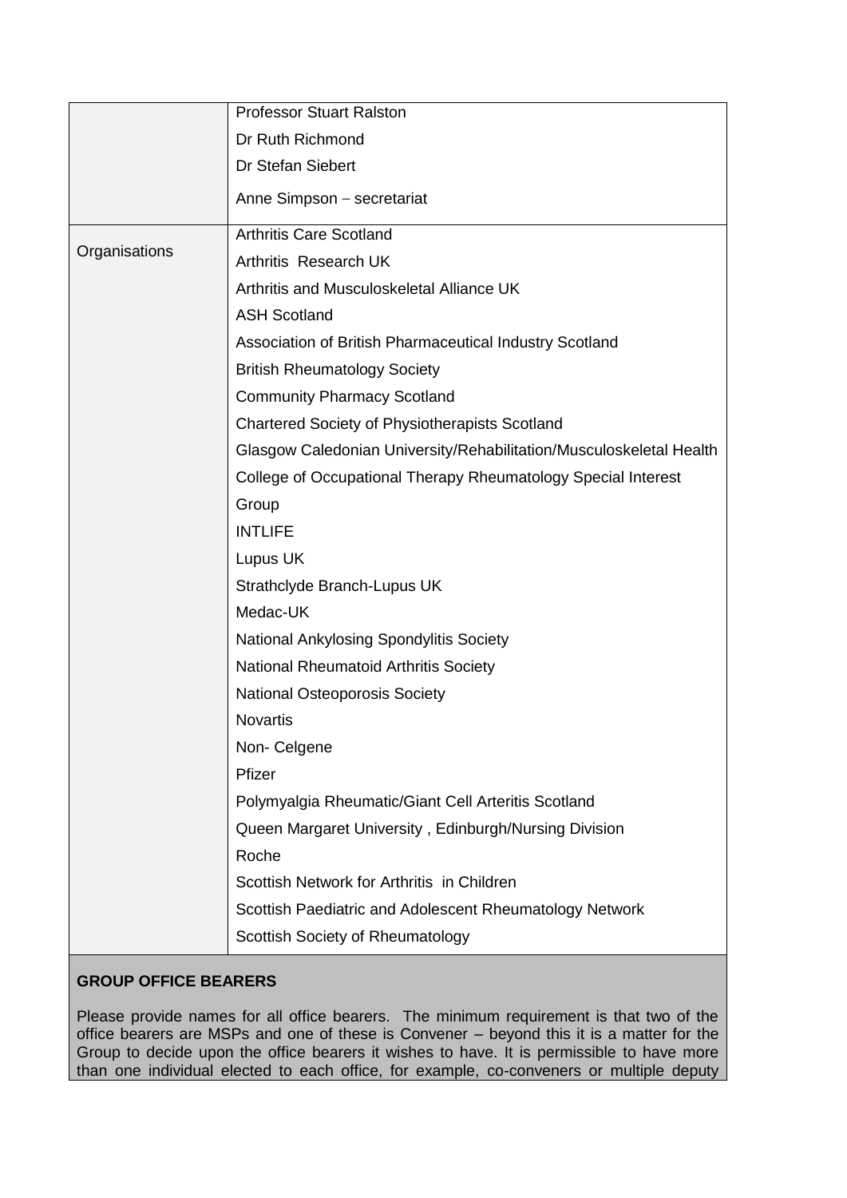| | |
|---|---|
| | Professor Stuart Ralston<br>Dr Ruth Richmond<br>Dr Stefan Siebert<br>Anne Simpson – secretariat |
| Organisations | Arthritis Care Scotland<br>Arthritis Research UK<br>Arthritis and Musculoskeletal Alliance UK<br>ASH Scotland<br>Association of British Pharmaceutical Industry Scotland<br>British Rheumatology Society<br>Community Pharmacy Scotland<br>Chartered Society of Physiotherapists Scotland<br>Glasgow Caledonian University/Rehabilitation/Musculoskeletal Health<br>College of Occupational Therapy Rheumatology Special Interest Group<br>INTLIFE<br>Lupus UK<br>Strathclyde Branch-Lupus UK<br>Medac-UK<br>National Ankylosing Spondylitis Society<br>National Rheumatoid Arthritis Society<br>National Osteoporosis Society<br>Novartis<br>Non- Celgene<br>Pfizer<br>Polymyalgia Rheumatic/Giant Cell Arteritis Scotland<br>Queen Margaret University , Edinburgh/Nursing Division<br>Roche<br>Scottish Network for Arthritis in Children<br>Scottish Paediatric and Adolescent Rheumatology Network<br>Scottish Society of Rheumatology |

**GROUP OFFICE BEARERS**

Please provide names for all office bearers. The minimum requirement is that two of the office bearers are MSPs and one of these is Convener – beyond this it is a matter for the Group to decide upon the office bearers it wishes to have. It is permissible to have more than one individual elected to each office, for example, co-conveners or multiple deputy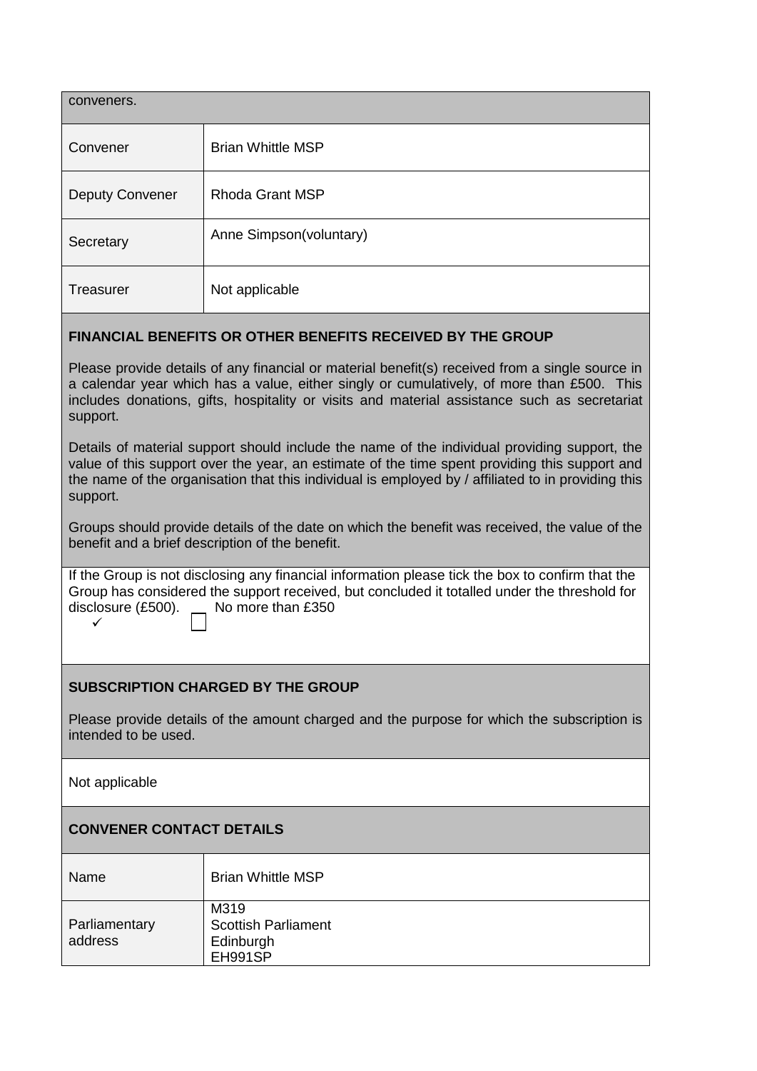conveners.

| | |
|---|---|
| Convener | Brian Whittle MSP |
| Deputy Convener | Rhoda Grant MSP |
| Secretary | Anne Simpson(voluntary) |
| Treasurer | Not applicable |

**FINANCIAL BENEFITS OR OTHER BENEFITS RECEIVED BY THE GROUP**

Please provide details of any financial or material benefit(s) received from a single source in a calendar year which has a value, either singly or cumulatively, of more than £500. This includes donations, gifts, hospitality or visits and material assistance such as secretariat support.

Details of material support should include the name of the individual providing support, the value of this support over the year, an estimate of the time spent providing this support and the name of the organisation that this individual is employed by / affiliated to in providing this support.

Groups should provide details of the date on which the benefit was received, the value of the benefit and a brief description of the benefit.

If the Group is not disclosing any financial information please tick the box to confirm that the Group has considered the support received, but concluded it totalled under the threshold for disclosure (£500). No more than £350

✓ ☐

**SUBSCRIPTION CHARGED BY THE GROUP**

Please provide details of the amount charged and the purpose for which the subscription is intended to be used.

Not applicable

**CONVENER CONTACT DETAILS**

| | |
|---|---|
| Name | Brian Whittle MSP |
| Parliamentary address | M319<br>Scottish Parliament<br>Edinburgh<br>EH991SP |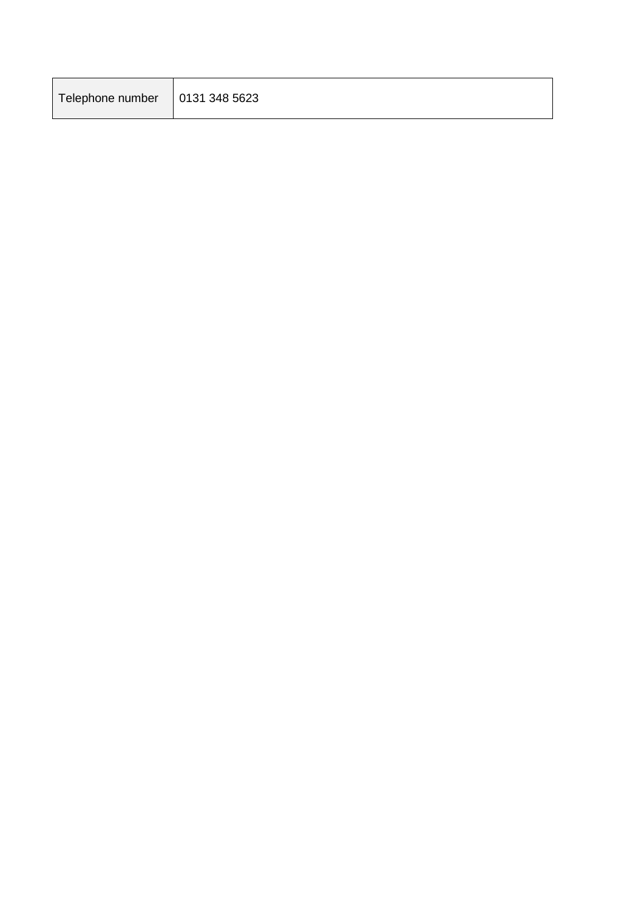| | |
|---|---|
| Telephone number | 0131 348 5623 |